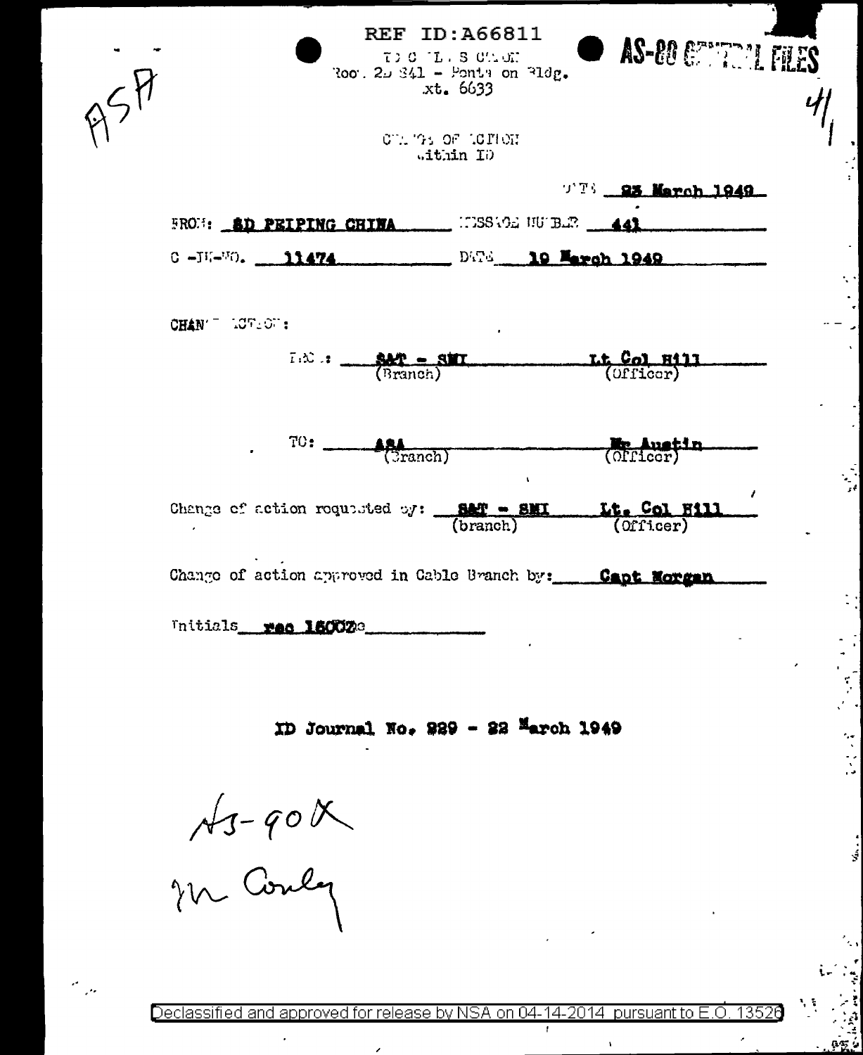REF ID:A66811

TO C L S C.L.O.N
Room 2D 341 - Pentagon Bldg.
Ext. 6633

AS-80 GENERAL FILES

ASA

4/1

CHANGE OF ACTION
within ID

DATE **23 March 1949**

FROM: **SD PEIPING CHINA** MESSAGE NUMBER **441**

C-IN-NO. **11474** DATE **19 March 1949**

CHANGE ACTION:

FROM: **SAT - SMI** (Branch) **Lt Col Hill** (Officer)

TO: **ASA** (Branch) **Mr Austin** (Officer)

Change of action requested by: **SAT - SMI** (branch) **Lt. Col Hill** (Officer)

Change of action approved in Cable Branch by: **Capt Morgan**

Initials **rec 1600Z**

**ID Journal No. 229 - 22 March 1949**

AS-90X
Mr Conley

Declassified and approved for release by NSA on 04-14-2014 pursuant to E.O. 13526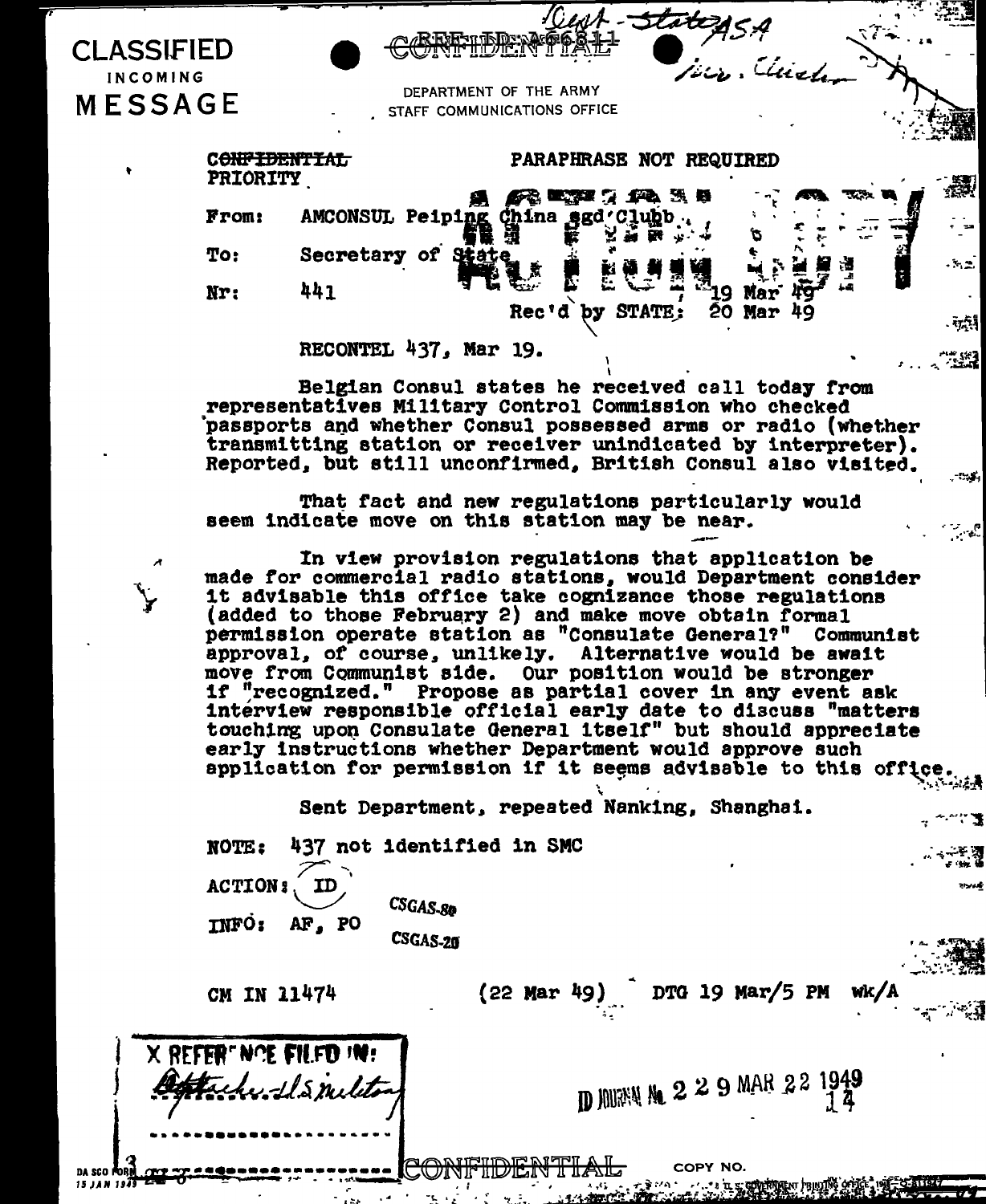**CLASSIFIED**
INCOMING
**MESSAGE**

~~CONFIDENTIAL~~

DEPARTMENT OF THE ARMY
STAFF COMMUNICATIONS OFFICE

~~CONFIDENTIAL~~
PRIORITY

PARAPHRASE NOT REQUIRED

From: AMCONSUL Peiping China sgd Clubb

To: Secretary of State

Nr: 441 — 19 Mar 49

Rec'd by STATE: 20 Mar 49

RECONTEL 437, Mar 19.

Belgian Consul states he received call today from representatives Military Control Commission who checked passports and whether Consul possessed arms or radio (whether transmitting station or receiver unindicated by interpreter). Reported, but still unconfirmed, British Consul also visited.

That fact and new regulations particularly would seem indicate move on this station may be near.

In view provision regulations that application be made for commercial radio stations, would Department consider it advisable this office take cognizance those regulations (added to those February 2) and make move obtain formal permission operate station as "Consulate General?" Communist approval, of course, unlikely. Alternative would be await move from Communist side. Our position would be stronger if "recognized." Propose as partial cover in any event ask interview responsible official early date to discuss "matters touching upon Consulate General itself" but should appreciate early instructions whether Department would approve such application for permission if it seems advisable to this office.

Sent Department, repeated Nanking, Shanghai.

NOTE: 437 not identified in SMC

ACTION: ID

INFO: AF, PO

CSGAS-80

CSGAS-20

CM IN 11474 (22 Mar 49) DTG 19 Mar/5 PM wk/A

X REFERENCE FILED IN:

ID JOURNAL No. 2 2 9 MAR 22 1949

~~CONFIDENTIAL~~

COPY NO.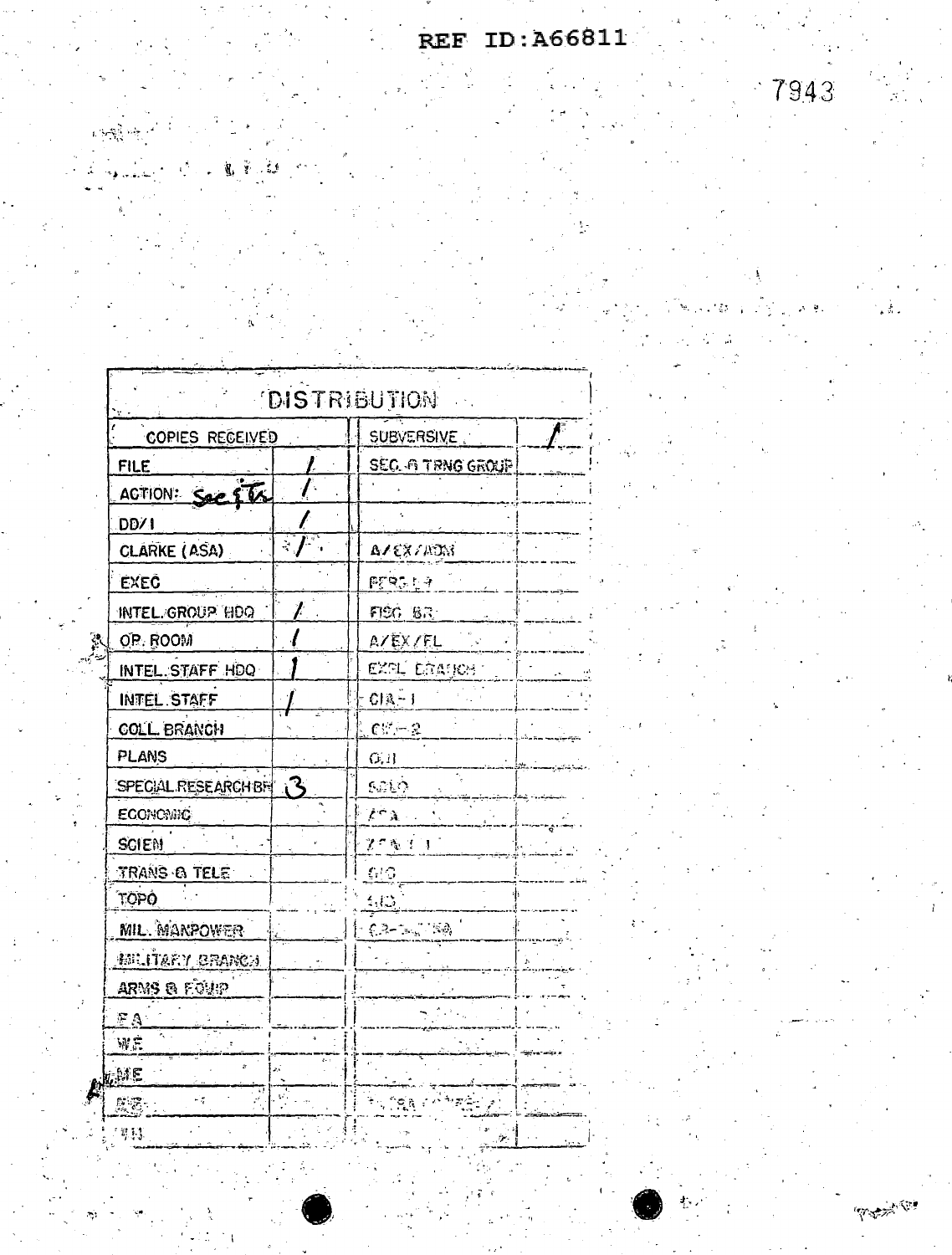REF ID:A66811

7943

| DISTRIBUTION | | | |
|---|---|---|---|
| COPIES RECEIVED | | SUBVERSIVE | / |
| FILE | / | SEC. & TRNG GROUP | |
| ACTION: Sec & Tr | / | | |
| DD/I | / | | |
| CLARKE (ASA) | / | A/EX/ADM | |
| EXEC | | PERS. | |
| INTEL. GROUP HDQ | / | FISC. BR. | |
| OP. ROOM | / | A/EX/FL | |
| INTEL. STAFF HDQ | / | EXPL. BRANCH | |
| INTEL. STAFF | / | CIA-1 | |
| COLL. BRANCH | | CIA-2 | |
| PLANS | | O.II | |
| SPECIAL RESEARCH BR | 3 | SOLO | |
| ECONOMIC | | ASA | |
| SCIEN | | | |
| TRANS & TELE | | G/O | |
| TOPO | | S/O | |
| MIL. MANPOWER | | | |
| MILITARY BRANCH | | | |
| ARMS & EQUIP | | | |
| F.A. | | | |
| W.E. | | | |
| M.E. | | | |
| | | | |
| | | | |